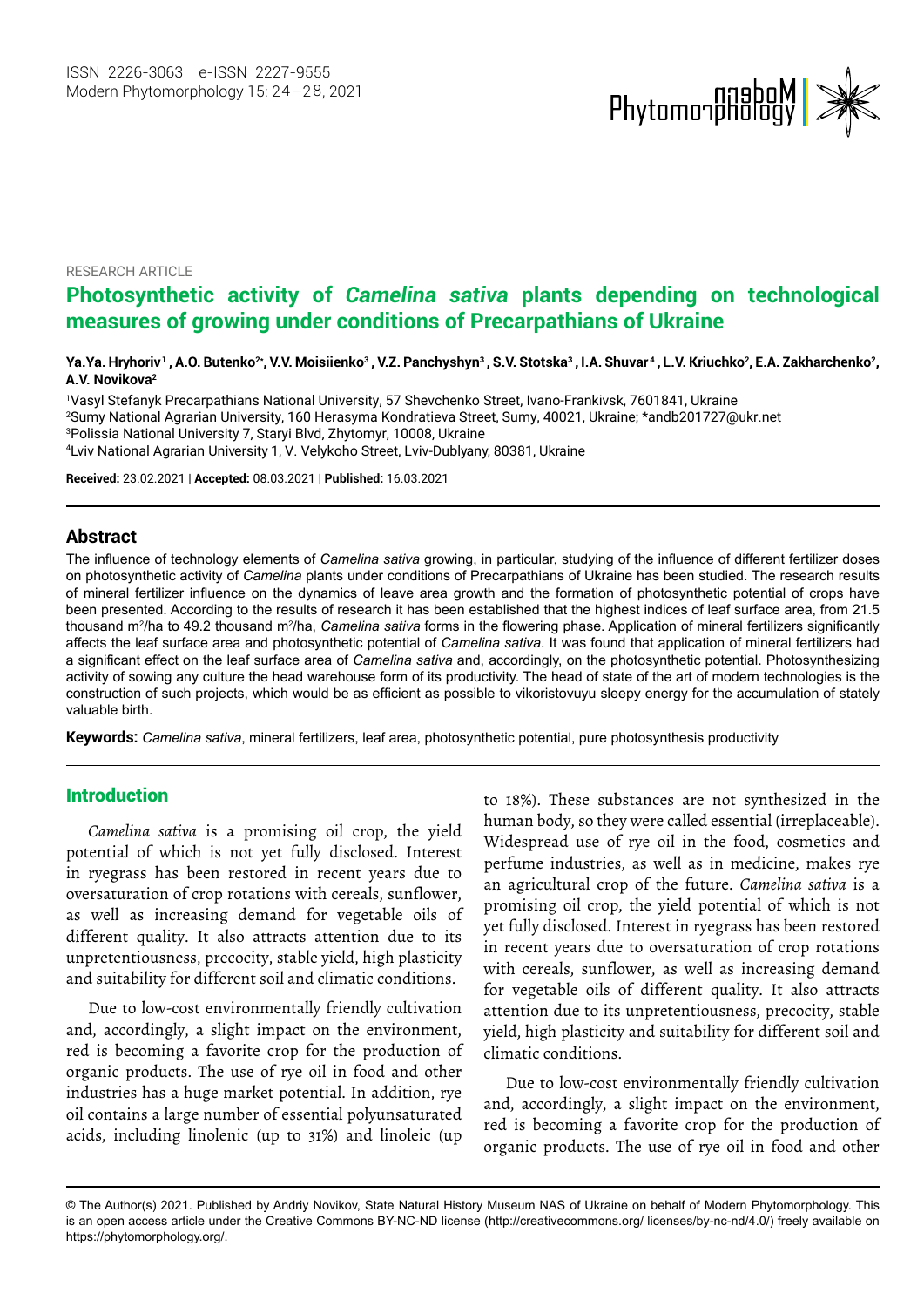RESEARCH ARTICLE

# Photosynthetic activity of *Camelina sativa* plants depending on technological measures of growing under conditions of Precarpathians of Ukraine

**Ya.Ya. Hryhoriv[1], A.O. Butenko[2*], V.V. Moisiienko[3], V.Z. Panchyshyn[3], S.V. Stotska[3], I.A. Shuvar[4], L.V. Kriuchko[2], E.A. Zakharchenko[2], A.V. Novikova[2]**

[1]Vasyl Stefanyk Precarpathians National University, 57 Shevchenko Street, Ivano-Frankivsk, 7601841, Ukraine
[2]Sumy National Agrarian University, 160 Herasyma Kondratieva Street, Sumy, 40021, Ukraine; *andb201727@ukr.net
[3]Polissia National University 7, Staryi Blvd, Zhytomyr, 10008, Ukraine
[4]Lviv National Agrarian University 1, V. Velykoho Street, Lviv-Dublyany, 80381, Ukraine

**Received:** 23.02.2021 | **Accepted:** 08.03.2021 | **Published:** 16.03.2021

## Abstract

The influence of technology elements of *Camelina sativa* growing, in particular, studying of the influence of different fertilizer doses on photosynthetic activity of *Camelina* plants under conditions of Precarpathians of Ukraine has been studied. The research results of mineral fertilizer influence on the dynamics of leave area growth and the formation of photosynthetic potential of crops have been presented. According to the results of research it has been established that the highest indices of leaf surface area, from 21.5 thousand m$^2$/ha to 49.2 thousand m$^2$/ha, *Camelina sativa* forms in the flowering phase. Application of mineral fertilizers significantly affects the leaf surface area and photosynthetic potential of *Camelina sativa*. It was found that application of mineral fertilizers had a significant effect on the leaf surface area of *Camelina sativa* and, accordingly, on the photosynthetic potential. Photosynthesizing activity of sowing any culture the head warehouse form of its productivity. The head of state of the art of modern technologies is the construction of such projects, which would be as efficient as possible to vikoristovuyu sleepy energy for the accumulation of stately valuable birth.

**Keywords:** *Camelina sativa*, mineral fertilizers, leaf area, photosynthetic potential, pure photosynthesis productivity

## Introduction

*Camelina sativa* is a promising oil crop, the yield potential of which is not yet fully disclosed. Interest in ryegrass has been restored in recent years due to oversaturation of crop rotations with cereals, sunflower, as well as increasing demand for vegetable oils of different quality. It also attracts attention due to its unpretentiousness, precocity, stable yield, high plasticity and suitability for different soil and climatic conditions.

Due to low-cost environmentally friendly cultivation and, accordingly, a slight impact on the environment, red is becoming a favorite crop for the production of organic products. The use of rye oil in food and other industries has a huge market potential. In addition, rye oil contains a large number of essential polyunsaturated acids, including linolenic (up to 31%) and linoleic (up to 18%). These substances are not synthesized in the human body, so they were called essential (irreplaceable). Widespread use of rye oil in the food, cosmetics and perfume industries, as well as in medicine, makes rye an agricultural crop of the future. *Camelina sativa* is a promising oil crop, the yield potential of which is not yet fully disclosed. Interest in ryegrass has been restored in recent years due to oversaturation of crop rotations with cereals, sunflower, as well as increasing demand for vegetable oils of different quality. It also attracts attention due to its unpretentiousness, precocity, stable yield, high plasticity and suitability for different soil and climatic conditions.

Due to low-cost environmentally friendly cultivation and, accordingly, a slight impact on the environment, red is becoming a favorite crop for the production of organic products. The use of rye oil in food and other

© The Author(s) 2021. Published by Andriy Novikov, State Natural History Museum NAS of Ukraine on behalf of Modern Phytomorphology. This is an open access article under the Creative Commons BY-NC-ND license (http://creativecommons.org/ licenses/by-nc-nd/4.0/) freely available on https://phytomorphology.org/.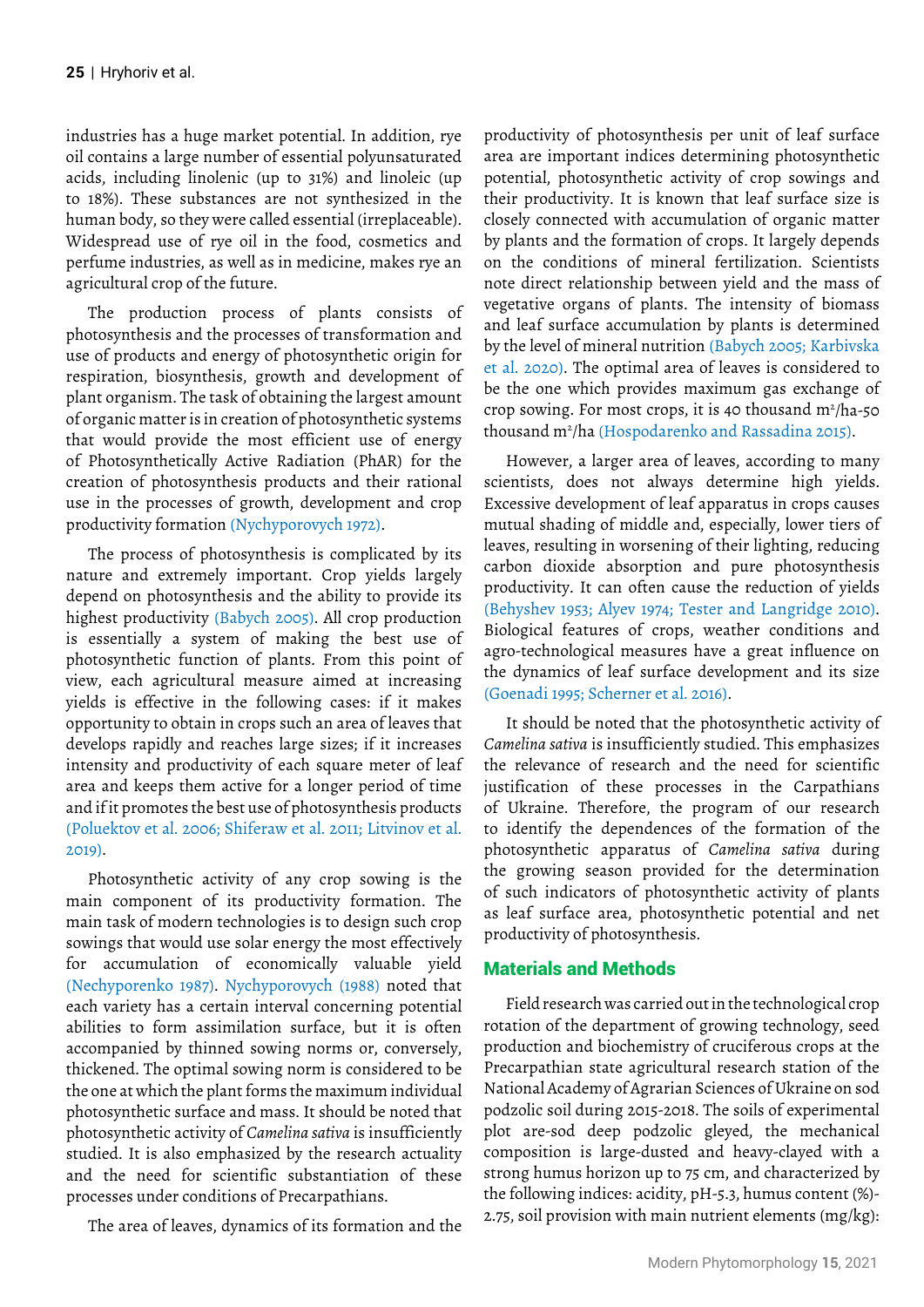industries has a huge market potential. In addition, rye oil contains a large number of essential polyunsaturated acids, including linolenic (up to 31%) and linoleic (up to 18%). These substances are not synthesized in the human body, so they were called essential (irreplaceable). Widespread use of rye oil in the food, cosmetics and perfume industries, as well as in medicine, makes rye an agricultural crop of the future.

The production process of plants consists of photosynthesis and the processes of transformation and use of products and energy of photosynthetic origin for respiration, biosynthesis, growth and development of plant organism. The task of obtaining the largest amount of organic matter is in creation of photosynthetic systems that would provide the most efficient use of energy of Photosynthetically Active Radiation (PhAR) for the creation of photosynthesis products and their rational use in the processes of growth, development and crop productivity formation (Nychyporovych 1972).

The process of photosynthesis is complicated by its nature and extremely important. Crop yields largely depend on photosynthesis and the ability to provide its highest productivity (Babych 2005). All crop production is essentially a system of making the best use of photosynthetic function of plants. From this point of view, each agricultural measure aimed at increasing yields is effective in the following cases: if it makes opportunity to obtain in crops such an area of leaves that develops rapidly and reaches large sizes; if it increases intensity and productivity of each square meter of leaf area and keeps them active for a longer period of time and if it promotes the best use of photosynthesis products (Poluektov et al. 2006; Shiferaw et al. 2011; Litvinov et al. 2019).

Photosynthetic activity of any crop sowing is the main component of its productivity formation. The main task of modern technologies is to design such crop sowings that would use solar energy the most effectively for accumulation of economically valuable yield (Nechyporenko 1987). Nychyporovych (1988) noted that each variety has a certain interval concerning potential abilities to form assimilation surface, but it is often accompanied by thinned sowing norms or, conversely, thickened. The optimal sowing norm is considered to be the one at which the plant forms the maximum individual photosynthetic surface and mass. It should be noted that photosynthetic activity of *Camelina sativa* is insufficiently studied. It is also emphasized by the research actuality and the need for scientific substantiation of these processes under conditions of Precarpathians.

The area of leaves, dynamics of its formation and the productivity of photosynthesis per unit of leaf surface area are important indices determining photosynthetic potential, photosynthetic activity of crop sowings and their productivity. It is known that leaf surface size is closely connected with accumulation of organic matter by plants and the formation of crops. It largely depends on the conditions of mineral fertilization. Scientists note direct relationship between yield and the mass of vegetative organs of plants. The intensity of biomass and leaf surface accumulation by plants is determined by the level of mineral nutrition (Babych 2005; Karbivska et al. 2020). The optimal area of leaves is considered to be the one which provides maximum gas exchange of crop sowing. For most crops, it is 40 thousand $m^2$/ha-50 thousand $m^2$/ha (Hospodarenko and Rassadina 2015).

However, a larger area of leaves, according to many scientists, does not always determine high yields. Excessive development of leaf apparatus in crops causes mutual shading of middle and, especially, lower tiers of leaves, resulting in worsening of their lighting, reducing carbon dioxide absorption and pure photosynthesis productivity. It can often cause the reduction of yields (Behyshev 1953; Alyev 1974; Tester and Langridge 2010). Biological features of crops, weather conditions and agro-technological measures have a great influence on the dynamics of leaf surface development and its size (Goenadi 1995; Scherner et al. 2016).

It should be noted that the photosynthetic activity of *Camelina sativa* is insufficiently studied. This emphasizes the relevance of research and the need for scientific justification of these processes in the Carpathians of Ukraine. Therefore, the program of our research to identify the dependences of the formation of the photosynthetic apparatus of *Camelina sativa* during the growing season provided for the determination of such indicators of photosynthetic activity of plants as leaf surface area, photosynthetic potential and net productivity of photosynthesis.

## Materials and Methods

Field research was carried out in the technological crop rotation of the department of growing technology, seed production and biochemistry of cruciferous crops at the Precarpathian state agricultural research station of the National Academy of Agrarian Sciences of Ukraine on sod podzolic soil during 2015-2018. The soils of experimental plot are-sod deep podzolic gleyed, the mechanical composition is large-dusted and heavy-clayed with a strong humus horizon up to 75 cm, and characterized by the following indices: acidity, pH-5.3, humus content (%)-2.75, soil provision with main nutrient elements (mg/kg):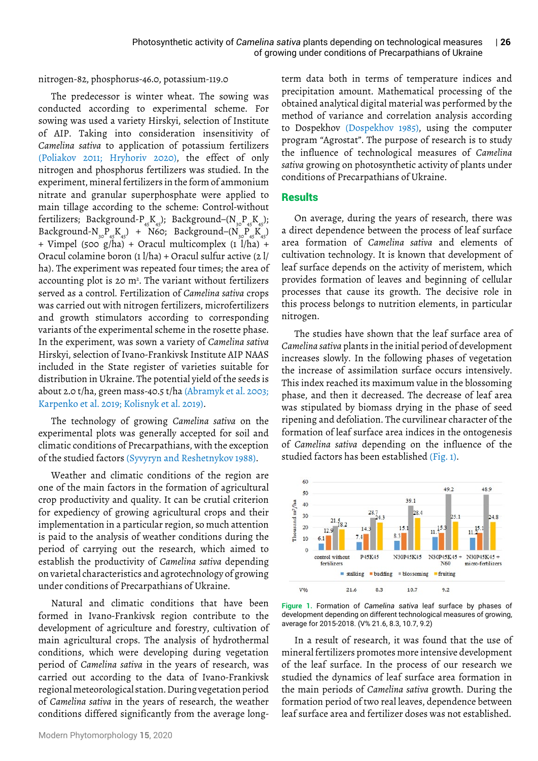nitrogen-82, phosphorus-46.0, potassium-119.0

The predecessor is winter wheat. The sowing was conducted according to experimental scheme. For sowing was used a variety Hirskyi, selection of Institute of AIP. Taking into consideration insensitivity of *Camelina sativa* to application of potassium fertilizers (Poliakov 2011; Hryhoriv 2020), the effect of only nitrogen and phosphorus fertilizers was studied. In the experiment, mineral fertilizers in the form of ammonium nitrate and granular superphosphate were applied to main tillage according to the scheme: Control-without fertilizers; Background-$P_{45}K_{45}$); Background–($N_{30}P_{45}K_{45}$); Background-$N_{30}P_{45}K_{45}$) + N60; Background–($N_{30}P_{45}K_{45}$) + Vimpel (500 g/ha) + Oracul multicomplex (1 l/ha) + Oracul colamine boron (1 l/ha) + Oracul sulfur active (2 l/ha). The experiment was repeated four times; the area of accounting plot is 20 m². The variant without fertilizers served as a control. Fertilization of *Camelina sativa* crops was carried out with nitrogen fertilizers, microfertilizers and growth stimulators according to corresponding variants of the experimental scheme in the rosette phase. In the experiment, was sown a variety of *Camelina sativa* Hirskyi, selection of Ivano-Frankivsk Institute AIP NAAS included in the State register of varieties suitable for distribution in Ukraine. The potential yield of the seeds is about 2.0 t/ha, green mass-40.5 t/ha (Abramyk et al. 2003; Karpenko et al. 2019; Kolisnyk et al. 2019).

The technology of growing *Camelina sativa* on the experimental plots was generally accepted for soil and climatic conditions of Precarpathians, with the exception of the studied factors (Syvyryn and Reshetnykov 1988).

Weather and climatic conditions of the region are one of the main factors in the formation of agricultural crop productivity and quality. It can be crutial criterion for expediency of growing agricultural crops and their implementation in a particular region, so much attention is paid to the analysis of weather conditions during the period of carrying out the research, which aimed to establish the productivity of *Camelina sativa* depending on varietal characteristics and agrotechnology of growing under conditions of Precarpathians of Ukraine.

Natural and climatic conditions that have been formed in Ivano-Frankivsk region contribute to the development of agriculture and forestry, cultivation of main agricultural crops. The analysis of hydrothermal conditions, which were developing during vegetation period of *Camelina sativa* in the years of research, was carried out according to the data of Ivano-Frankivsk regional meteorological station. During vegetation period of *Camelina sativa* in the years of research, the weather conditions differed significantly from the average long-term data both in terms of temperature indices and precipitation amount. Mathematical processing of the obtained analytical digital material was performed by the method of variance and correlation analysis according to Dospekhov (Dospekhov 1985), using the computer program "Agrostat". The purpose of research is to study the influence of technological measures of *Camelina sativa* growing on photosynthetic activity of plants under conditions of Precarpathians of Ukraine.

## Results

On average, during the years of research, there was a direct dependence between the process of leaf surface area formation of *Camelina sativa* and elements of cultivation technology. It is known that development of leaf surface depends on the activity of meristem, which provides formation of leaves and beginning of cellular processes that cause its growth. The decisive role in this process belongs to nutrition elements, in particular nitrogen.

The studies have shown that the leaf surface area of *Camelina sativa* plants in the initial period of development increases slowly. In the following phases of vegetation the increase of assimilation surface occurs intensively. This index reached its maximum value in the blossoming phase, and then it decreased. The decrease of leaf area was stipulated by biomass drying in the phase of seed ripening and defoliation. The curvilinear character of the formation of leaf surface area indices in the ontogenesis of *Camelina sativa* depending on the influence of the studied factors has been established (Fig. 1).

| | control without fertilizers | P45K45 | N30P45K45 | N30P45K45 + N60 | N30P45K45 + micro-fertilizers |
|---|---|---|---|---|---|
| stalking | 6.1 | 7.4 | 8.3 | 11.7 | 11.2 |
| budding | 12.9 | 14.3 | 15.1 | 15.3 | 15.1 |
| blossoming | 21.5 | 28.7 | 39.1 | 49.2 | 48.9 |
| fruiting | 18.2 | 24.3 | 28.4 | 25.1 | 24.8 |
| V% | 21.6 | 8.3 | 10.7 | 9.2 | |

**Figure 1.** Formation of *Camelina sativa* leaf surface by phases of development depending on different technological measures of growing, average for 2015-2018. (V% 21.6, 8.3, 10.7, 9.2)

In a result of research, it was found that the use of mineral fertilizers promotes more intensive development of the leaf surface. In the process of our research we studied the dynamics of leaf surface area formation in the main periods of *Camelina sativa* growth. During the formation period of two real leaves, dependence between leaf surface area and fertilizer doses was not established.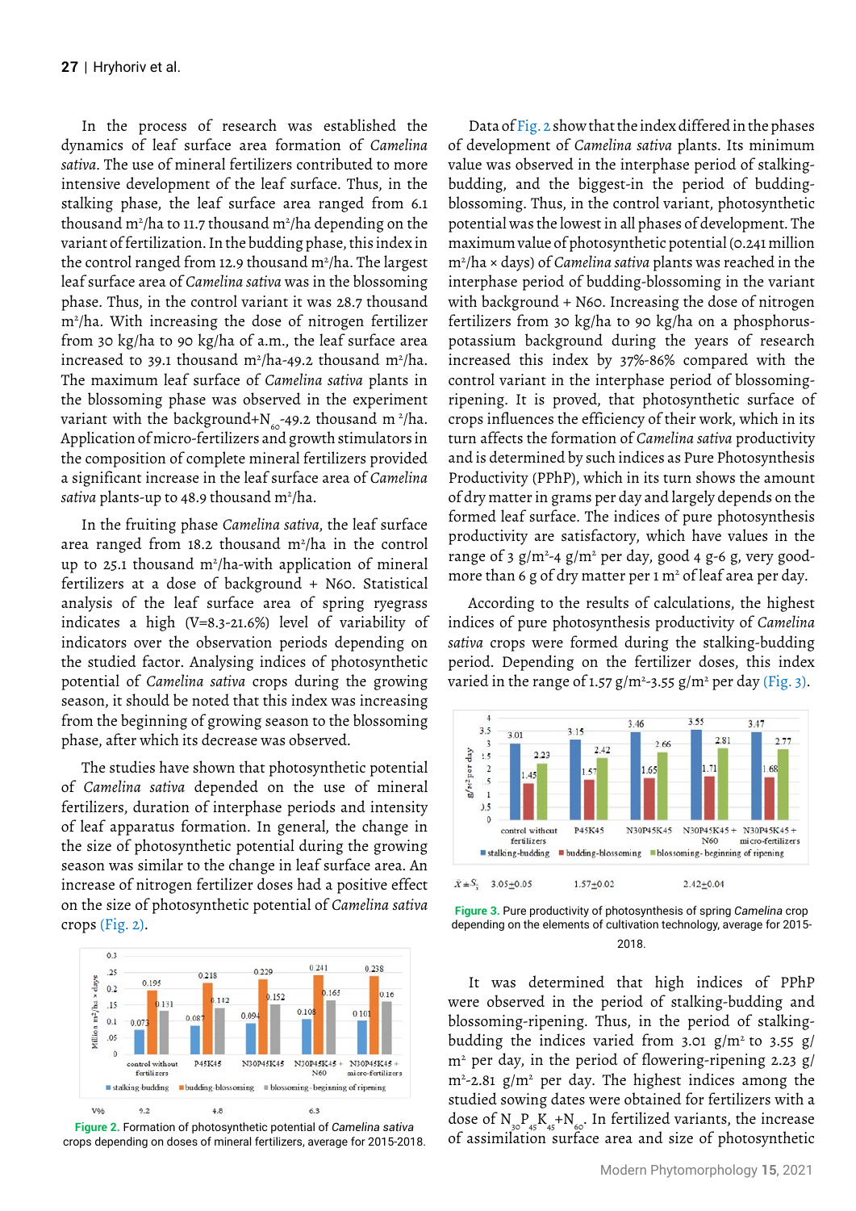In the process of research was established the dynamics of leaf surface area formation of *Camelina sativa*. The use of mineral fertilizers contributed to more intensive development of the leaf surface. Thus, in the stalking phase, the leaf surface area ranged from 6.1 thousand $m^2$/ha to 11.7 thousand $m^2$/ha depending on the variant of fertilization. In the budding phase, this index in the control ranged from 12.9 thousand $m^2$/ha. The largest leaf surface area of *Camelina sativa* was in the blossoming phase. Thus, in the control variant it was 28.7 thousand $m^2$/ha. With increasing the dose of nitrogen fertilizer from 30 kg/ha to 90 kg/ha of a.m., the leaf surface area increased to 39.1 thousand $m^2$/ha-49.2 thousand $m^2$/ha. The maximum leaf surface of *Camelina sativa* plants in the blossoming phase was observed in the experiment variant with the background+$N_{60}$-49.2 thousand $m^2$/ha. Application of micro-fertilizers and growth stimulators in the composition of complete mineral fertilizers provided a significant increase in the leaf surface area of *Camelina sativa* plants-up to 48.9 thousand $m^2$/ha.

In the fruiting phase *Camelina sativa*, the leaf surface area ranged from 18.2 thousand $m^2$/ha in the control up to 25.1 thousand $m^2$/ha-with application of mineral fertilizers at a dose of background + N60. Statistical analysis of the leaf surface area of spring ryegrass indicates a high (V=8.3-21.6%) level of variability of indicators over the observation periods depending on the studied factor. Analysing indices of photosynthetic potential of *Camelina sativa* crops during the growing season, it should be noted that this index was increasing from the beginning of growing season to the blossoming phase, after which its decrease was observed.

The studies have shown that photosynthetic potential of *Camelina sativa* depended on the use of mineral fertilizers, duration of interphase periods and intensity of leaf apparatus formation. In general, the change in the size of photosynthetic potential during the growing season was similar to the change in leaf surface area. An increase of nitrogen fertilizer doses had a positive effect on the size of photosynthetic potential of *Camelina sativa* crops (Fig. 2).

**Figure 2.** Formation of photosynthetic potential of *Camelina sativa* crops depending on doses of mineral fertilizers, average for 2015-2018.

Data of Fig. 2 show that the index differed in the phases of development of *Camelina sativa* plants. Its minimum value was observed in the interphase period of stalking-budding, and the biggest-in the period of budding-blossoming. Thus, in the control variant, photosynthetic potential was the lowest in all phases of development. The maximum value of photosynthetic potential (0.241 million $m^2$/ha × days) of *Camelina sativa* plants was reached in the interphase period of budding-blossoming in the variant with background + N60. Increasing the dose of nitrogen fertilizers from 30 kg/ha to 90 kg/ha on a phosphorus-potassium background during the years of research increased this index by 37%-86% compared with the control variant in the interphase period of blossoming-ripening. It is proved, that photosynthetic surface of crops influences the efficiency of their work, which in its turn affects the formation of *Camelina sativa* productivity and is determined by such indices as Pure Photosynthesis Productivity (PPhP), which in its turn shows the amount of dry matter in grams per day and largely depends on the formed leaf surface. The indices of pure photosynthesis productivity are satisfactory, which have values in the range of 3 g/$m^2$-4 g/$m^2$ per day, good 4 g-6 g, very good-more than 6 g of dry matter per 1 $m^2$ of leaf area per day.

According to the results of calculations, the highest indices of pure photosynthesis productivity of *Camelina sativa* crops were formed during the stalking-budding period. Depending on the fertilizer doses, this index varied in the range of 1.57 g/$m^2$-3.55 g/$m^2$ per day (Fig. 3).

**Figure 3.** Pure productivity of photosynthesis of spring *Camelina* crop depending on the elements of cultivation technology, average for 2015-2018.

It was determined that high indices of PPhP were observed in the period of stalking-budding and blossoming-ripening. Thus, in the period of stalking-budding the indices varied from 3.01 g/$m^2$ to 3.55 g/$m^2$ per day, in the period of flowering-ripening 2.23 g/$m^2$-2.81 g/$m^2$ per day. The highest indices among the studied sowing dates were obtained for fertilizers with a dose of $N_{30}P_{45}K_{45}+N_{60}$. In fertilized variants, the increase of assimilation surface area and size of photosynthetic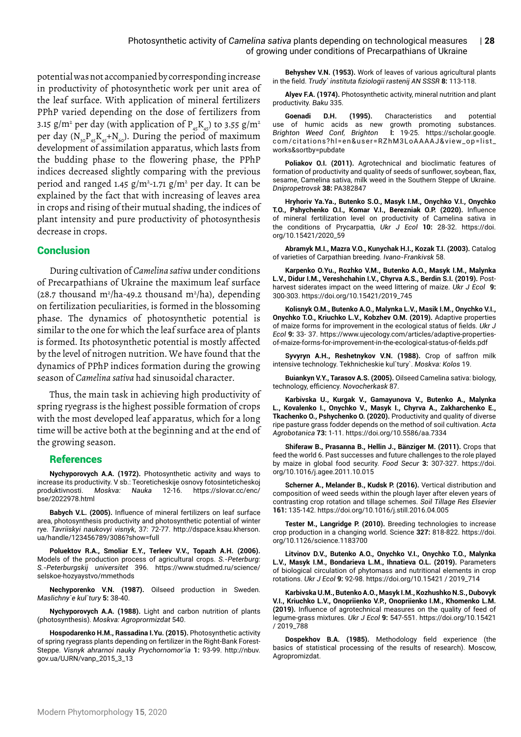potential was not accompanied by corresponding increase in productivity of photosynthetic work per unit area of the leaf surface. With application of mineral fertilizers PPhP varied depending on the dose of fertilizers from 3.15 g/m$^2$ per day (with application of $P_{45}K_{45}$) to 3.55 g/m$^2$ per day ($N_{30}P_{45}K_{45}+N_{60}$). During the period of maximum development of assimilation apparatus, which lasts from the budding phase to the flowering phase, the PPhP indices decreased slightly comparing with the previous period and ranged 1.45 g/m$^2$-1.71 g/m$^2$ per day. It can be explained by the fact that with increasing of leaves area in crops and rising of their mutual shading, the indices of plant intensity and pure productivity of photosynthesis decrease in crops.

## Conclusion

During cultivation of *Camelina sativa* under conditions of Precarpathians of Ukraine the maximum leaf surface (28.7 thousand m$^2$/ha-49.2 thousand m$^2$/ha), depending on fertilization peculiarities, is formed in the blossoming phase. The dynamics of photosynthetic potential is similar to the one for which the leaf surface area of plants is formed. Its photosynthetic potential is mostly affected by the level of nitrogen nutrition. We have found that the dynamics of PPhP indices formation during the growing season of *Camelina sativa* had sinusoidal character.

Thus, the main task in achieving high productivity of spring ryegrass is the highest possible formation of crops with the most developed leaf apparatus, which for a long time will be active both at the beginning and at the end of the growing season.

## References

**Nychyporovych A.A. (1972).** Photosynthetic activity and ways to increase its productivity. V sb.: Teoreticheskije osnovy fotosinteticheskoj produktivnosti. *Moskva: Nauka* 12-16. https://slovar.cc/enc/bse/2022978.html

**Babych V.L. (2005).** Influence of mineral fertilizers on leaf surface area, photosynthesis productivity and photosynthetic potential of winter rye. *Tavriiskyi naukovyi visnyk*, 37: 72-77. http://dspace.ksau.kherson.ua/handle/123456789/3086?show=full

**Poluektov R.A., Smoliar E.Y., Terleev V.V., Topazh A.H. (2006).** Models of the production process of agricultural crops. *S.-Peterburg: S.-Peterburgskij universitet* 396. https://www.studmed.ru/science/selskoe-hozyaystvo/mmethods

**Nechyporenko V.N. (1987).** Oilseed production in Sweden. *Maslichny`e kul`tury* **5:** 38-40.

**Nychyporovych A.A. (1988).** Light and carbon nutrition of plants (photosynthesis). *Moskva: Agroprormizdat* 540.

**Hospodarenko H.M., Rassadina I.Yu. (2015).** Photosynthetic activity of spring ryegrass plants depending on fertilizer in the Right-Bank Forest-Steppe. *Visnyk ahrarnoi nauky Prychornomor'ia* **1:** 93-99. http://nbuv.gov.ua/UJRN/vanp_2015_3_13

**Behyshev V.N. (1953).** Work of leaves of various agricultural plants in the field. *Trudy` instituta fiziologii rastenij AN SSSR* **8:** 113-118.

**Alyev F.A. (1974).** Photosynthetic activity, mineral nutrition and plant productivity. *Baku* 335.

**Goenadi D.H. (1995).** Characteristics and potential use of humic acids as new growth promoting substances. *Brighton Weed Conf, Brighton* **I:** 19-25. https://scholar.google.com/citations?hl=en&user=RZhM3LoAAAAJ&view_op=list_works&sortby=pubdate

**Poliakov O.I. (2011).** Agrotechnical and bioclimatic features of formation of productivity and quality of seeds of sunflower, soybean, flax, sesame, Camelina sativa, milk weed in the Southern Steppe of Ukraine. *Dnipropetrovsk* **38:** PA382847

**Hryhoriv Ya.Ya., Butenko S.O., Masyk I.M., Onychko V.I., Onychko T.O., Pshychenko O.I., Komar V.I., Berezniak O.P. (2020).** Influence of mineral fertilization level on productivity of Camelina sativa in the conditions of Prycarpattia, *Ukr J Ecol* **10:** 28-32. https://doi.org/10.15421/2020_59

**Abramyk M.I., Mazra V.O., Kunychak H.I., Kozak T.I. (2003).** Catalog of varieties of Carpathian breeding. *Ivano-Frankivsk* 58.

**Karpenko O.Yu., Rozhko V.M., Butenko A.O., Masyk I.M., Malynka L.V., Didur I.M., Vereshchahin I.V., Chyrva A.S., Berdin S.I. (2019).** Post-harvest siderates impact on the weed littering of maize. *Ukr J Ecol* **9:** 300-303. https://doi.org/10.15421/2019_745

**Kolisnyk O.M., Butenko A.O., Malynka L.V., Masik I.M., Onychko V.I., Onychko T.O., Kriuchko L.V., Kobzhev O.M. (2019).** Adaptive properties of maize forms for improvement in the ecological status of fields. *Ukr J Ecol* **9:** 33- 37. https://www.ujecology.com/articles/adaptive-properties-of-maize-forms-for-improvement-in-the-ecological-status-of-fields.pdf

**Syvyryn A.H., Reshetnykov V.N. (1988).** Crop of saffron milk intensive technology. Tekhnicheskie kul`tury`. *Moskva: Kolos* 19.

**Buiankyn V.Y., Tarasov A.S. (2005).** Oilseed Camelina sativa: biology, technology, efficiency. *Novocherkask* 87.

**Karbivska U., Kurgak V., Gamayunova V., Butenko A., Malynka L., Kovalenko I., Onychko V., Masyk I., Chyrva A., Zakharchenko E., Tkachenko O., Pshychenko O. (2020).** Productivity and quality of diverse ripe pasture grass fodder depends on the method of soil cultivation. *Acta Agrobotanica* **73:** 1-11. https://doi.org/10.5586/aa.7334

**Shiferaw B., Prasanna B., Hellin J., Bänziger M. (2011).** Crops that feed the world 6. Past successes and future challenges to the role played by maize in global food security. *Food Secur* **3:** 307-327. https://doi.org/10.1016/j.agee.2011.10.015

**Scherner A., Melander B., Kudsk P. (2016).** Vertical distribution and composition of weed seeds within the plough layer after eleven years of contrasting crop rotation and tillage schemes. *Soil Tillage Res Elsevier* **161:** 135-142. https://doi.org/10.1016/j.still.2016.04.005

**Tester M., Langridge P. (2010).** Breeding technologies to increase crop production in a changing world. Science **327:** 818-822. https://doi.org/10.1126/science.1183700

**Litvinov D.V., Butenko A.O., Onychko V.I., Onychko T.O., Malynka L.V., Masyk I.M., Bondarieva L.M., Ihnatieva O.L. (2019).** Parameters of biological circulation of phytomass and nutritional elements in crop rotations. *Ukr J Ecol* **9:** 92-98. https://doi.org/10.15421 / 2019_714

**Karbivska U.M., Butenko A.O., Masyk I.M., Kozhushko N.S., Dubovyk V.I., Kriuchko L.V., Onopriienko V.P., Onopriienko I.M., Khomenko L.M. (2019).** Influence of agrotechnical measures on the quality of feed of legume-grass mixtures. *Ukr J Ecol* **9:** 547-551. https://doi.org/10.15421 / 2019_788

**Dospekhov B.A. (1985).** Methodology field experience (the basics of statistical processing of the results of research). Moscow, Agropromizdat.